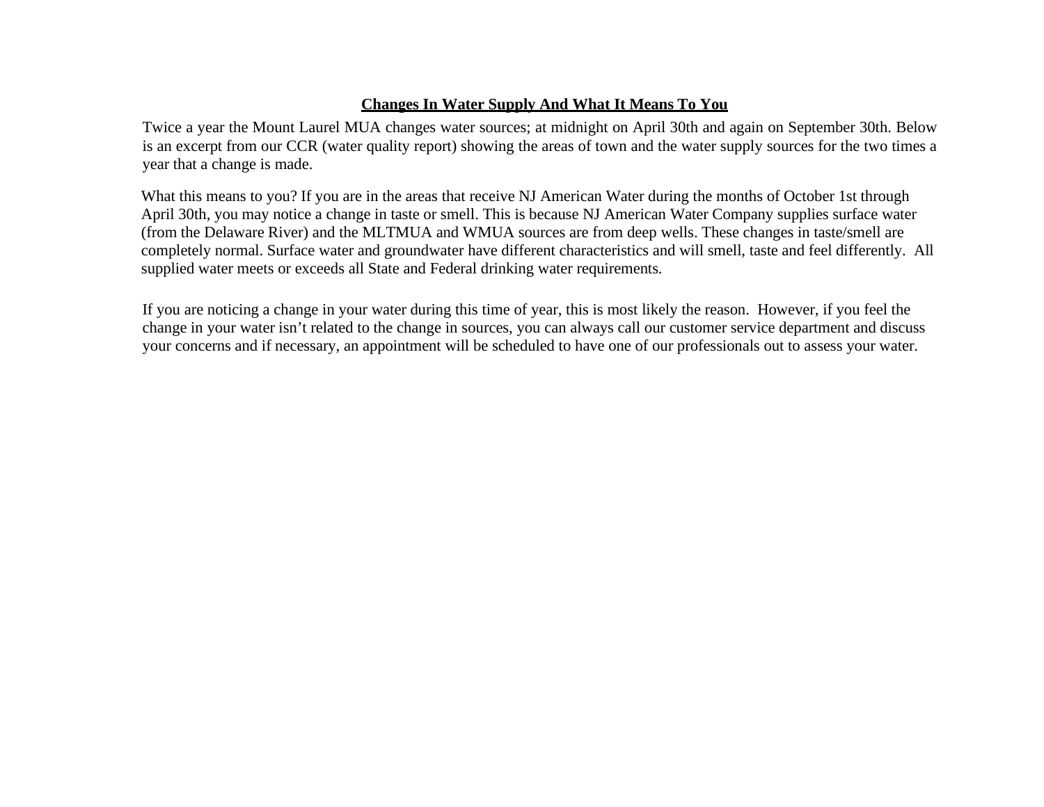## **Changes In Water Supply And What It Means To You**

Twice a year the Mount Laurel MUA changes water sources; at midnight on April 30th and again on September 30th. Below is an excerpt from our CCR (water quality report) showing the areas of town and the water supply sources for the two times a year that a change is made.

What this means to you? If you are in the areas that receive NJ American Water during the months of October 1st through April 30th, you may notice a change in taste or smell. This is because NJ American Water Company supplies surface water (from the Delaware River) and the MLTMUA and WMUA sources are from deep wells. These changes in taste/smell are completely normal. Surface water and groundwater have different characteristics and will smell, taste and feel differently. All supplied water meets or exceeds all State and Federal drinking water requirements.

If you are noticing a change in your water during this time of year, this is most likely the reason. However, if you feel the change in your water isn't related to the change in sources, you can always call our customer service department and discuss your concerns and if necessary, an appointment will be scheduled to have one of our professionals out to assess your water.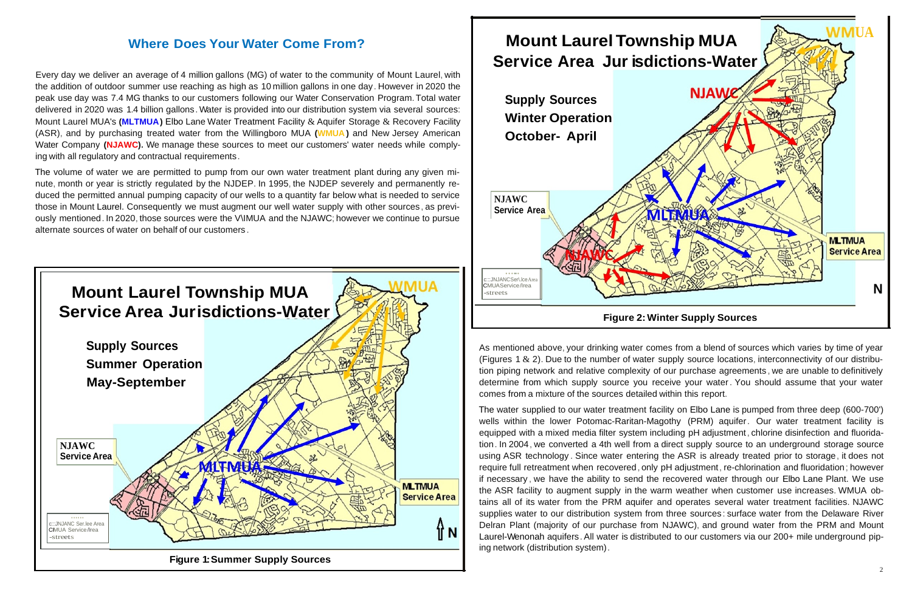## Where Does Your Water Come From?

Every day we deliver an average of 4 million gallons (MG) of water to the community of Mount Laurel, with the addition of outdoor summer use reaching as high as 10 million gallons in one day. However in 2020 the peak use day was 7.4 MG thanks to our customers following our Water Conservation Program. Total water delivered in 2020 was 1.4 billion gallons. Water is provided into our distribution system via several sources: Mount Laurel MUA's (**MLTMUA**) Elbo Lane Water Treatment Facility & Aquifer Storage & Recovery Facility (ASR), and by purchasing treated water from the Willingboro MUA (**WMUA**) and New Jersey American Water Company (**NJAWC**). We manage these sources to meet our customers' water needs while complying with all regulatory and contractual requirements.

The volume of water we are permitted to pump from our own water treatment plant during any given minute, month or year is strictly regulated by the NJDEP. In 1995, the NJDEP severely and permanently reduced the permitted annual pumping capacity of our wells to a quantity far below what is needed to service those in Mount Laurel. Consequently we must augment our well water supply with other sources, as previously mentioned. In 2020, those sources were the V\IMUA and the NJAWC; however we continue to pursue alternate sources of water on behalf of our customers.

**Mount Laurel Township MUA Service Area Jurisdictions-Water**

**Supply Sources**
**Summer Operation**
**May-September**

WMUA
NJAWC Service Area
MLTMUA
MLTMUA Service Area
N

**Figure 1: Summer Supply Sources**

**Mount Laurel Township MUA Service Area Jurisdictions-Water**

**Supply Sources**
**Winter Operation**
**October- April**

WMUA
NJAWC
NJAWC Service Area
MLTMUA
NJAWC
MLTMUA Service Area
N

**Figure 2: Winter Supply Sources**

As mentioned above, your drinking water comes from a blend of sources which varies by time of year (Figures 1 & 2). Due to the number of water supply source locations, interconnectivity of our distribution piping network and relative complexity of our purchase agreements, we are unable to definitively determine from which supply source you receive your water. You should assume that your water comes from a mixture of the sources detailed within this report.

The water supplied to our water treatment facility on Elbo Lane is pumped from three deep (600-700') wells within the lower Potomac-Raritan-Magothy (PRM) aquifer. Our water treatment facility is equipped with a mixed media filter system including pH adjustment, chlorine disinfection and fluoridation. In 2004, we converted a 4th well from a direct supply source to an underground storage source using ASR technology. Since water entering the ASR is already treated prior to storage, it does not require full retreatment when recovered, only pH adjustment, re-chlorination and fluoridation; however if necessary, we have the ability to send the recovered water through our Elbo Lane Plant. We use the ASR facility to augment supply in the warm weather when customer use increases. WMUA obtains all of its water from the PRM aquifer and operates several water treatment facilities. NJAWC supplies water to our distribution system from three sources: surface water from the Delaware River Delran Plant (majority of our purchase from NJAWC), and ground water from the PRM and Mount Laurel-Wenonah aquifers. All water is distributed to our customers via our 200+ mile underground piping network (distribution system).